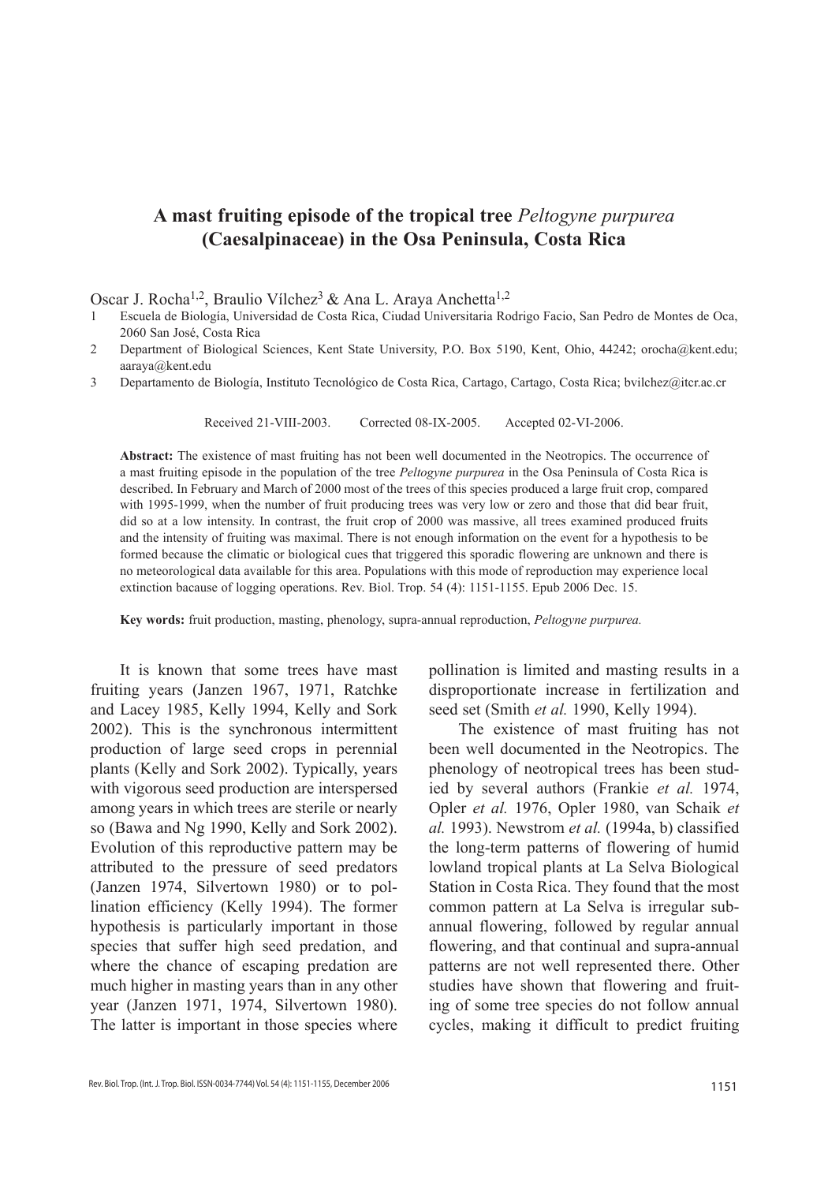# A mast fruiting episode of the tropical tree *Peltogyne purpurea* (Caesalpinaceae) in the Osa Peninsula, Costa Rica

Oscar J. Rocha[1,2], Braulio Vílchez[3] & Ana L. Araya Anchetta[1,2]

1. Escuela de Biología, Universidad de Costa Rica, Ciudad Universitaria Rodrigo Facio, San Pedro de Montes de Oca, 2060 San José, Costa Rica
2. Department of Biological Sciences, Kent State University, P.O. Box 5190, Kent, Ohio, 44242; orocha@kent.edu; aaraya@kent.edu
3. Departamento de Biología, Instituto Tecnológico de Costa Rica, Cartago, Cartago, Costa Rica; bvilchez@itcr.ac.cr

Received 21-VIII-2003. Corrected 08-IX-2005. Accepted 02-VI-2006.

**Abstract:** The existence of mast fruiting has not been well documented in the Neotropics. The occurrence of a mast fruiting episode in the population of the tree *Peltogyne purpurea* in the Osa Peninsula of Costa Rica is described. In February and March of 2000 most of the trees of this species produced a large fruit crop, compared with 1995-1999, when the number of fruit producing trees was very low or zero and those that did bear fruit, did so at a low intensity. In contrast, the fruit crop of 2000 was massive, all trees examined produced fruits and the intensity of fruiting was maximal. There is not enough information on the event for a hypothesis to be formed because the climatic or biological cues that triggered this sporadic flowering are unknown and there is no meteorological data available for this area. Populations with this mode of reproduction may experience local extinction bacause of logging operations. Rev. Biol. Trop. 54 (4): 1151-1155. Epub 2006 Dec. 15.

**Key words:** fruit production, masting, phenology, supra-annual reproduction, *Peltogyne purpurea.*

It is known that some trees have mast fruiting years (Janzen 1967, 1971, Ratchke and Lacey 1985, Kelly 1994, Kelly and Sork 2002). This is the synchronous intermittent production of large seed crops in perennial plants (Kelly and Sork 2002). Typically, years with vigorous seed production are interspersed among years in which trees are sterile or nearly so (Bawa and Ng 1990, Kelly and Sork 2002). Evolution of this reproductive pattern may be attributed to the pressure of seed predators (Janzen 1974, Silvertown 1980) or to pollination efficiency (Kelly 1994). The former hypothesis is particularly important in those species that suffer high seed predation, and where the chance of escaping predation are much higher in masting years than in any other year (Janzen 1971, 1974, Silvertown 1980). The latter is important in those species where pollination is limited and masting results in a disproportionate increase in fertilization and seed set (Smith *et al.* 1990, Kelly 1994).

The existence of mast fruiting has not been well documented in the Neotropics. The phenology of neotropical trees has been studied by several authors (Frankie *et al.* 1974, Opler *et al.* 1976, Opler 1980, van Schaik *et al.* 1993). Newstrom *et al.* (1994a, b) classified the long-term patterns of flowering of humid lowland tropical plants at La Selva Biological Station in Costa Rica. They found that the most common pattern at La Selva is irregular subannual flowering, followed by regular annual flowering, and that continual and supra-annual patterns are not well represented there. Other studies have shown that flowering and fruiting of some tree species do not follow annual cycles, making it difficult to predict fruiting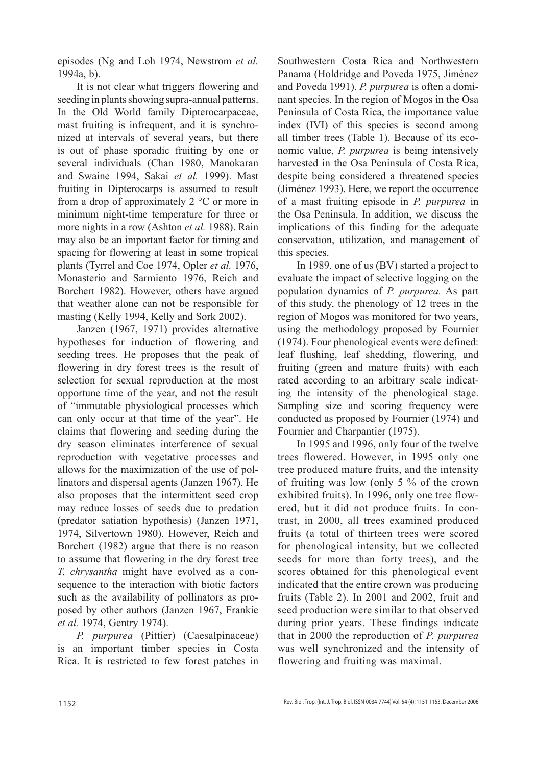episodes (Ng and Loh 1974, Newstrom *et al.* 1994a, b).

It is not clear what triggers flowering and seeding in plants showing supra-annual patterns. In the Old World family Dipterocarpaceae, mast fruiting is infrequent, and it is synchronized at intervals of several years, but there is out of phase sporadic fruiting by one or several individuals (Chan 1980, Manokaran and Swaine 1994, Sakai *et al.* 1999). Mast fruiting in Dipterocarps is assumed to result from a drop of approximately 2 °C or more in minimum night-time temperature for three or more nights in a row (Ashton *et al.* 1988). Rain may also be an important factor for timing and spacing for flowering at least in some tropical plants (Tyrrel and Coe 1974, Opler *et al.* 1976, Monasterio and Sarmiento 1976, Reich and Borchert 1982). However, others have argued that weather alone can not be responsible for masting (Kelly 1994, Kelly and Sork 2002).

Janzen (1967, 1971) provides alternative hypotheses for induction of flowering and seeding trees. He proposes that the peak of flowering in dry forest trees is the result of selection for sexual reproduction at the most opportune time of the year, and not the result of "immutable physiological processes which can only occur at that time of the year". He claims that flowering and seeding during the dry season eliminates interference of sexual reproduction with vegetative processes and allows for the maximization of the use of pollinators and dispersal agents (Janzen 1967). He also proposes that the intermittent seed crop may reduce losses of seeds due to predation (predator satiation hypothesis) (Janzen 1971, 1974, Silvertown 1980). However, Reich and Borchert (1982) argue that there is no reason to assume that flowering in the dry forest tree *T. chrysantha* might have evolved as a consequence to the interaction with biotic factors such as the availability of pollinators as proposed by other authors (Janzen 1967, Frankie *et al.* 1974, Gentry 1974).

*P. purpurea* (Pittier) (Caesalpinaceae) is an important timber species in Costa Rica. It is restricted to few forest patches in Southwestern Costa Rica and Northwestern Panama (Holdridge and Poveda 1975, Jiménez and Poveda 1991). *P. purpurea* is often a dominant species. In the region of Mogos in the Osa Peninsula of Costa Rica, the importance value index (IVI) of this species is second among all timber trees (Table 1). Because of its economic value, *P. purpurea* is being intensively harvested in the Osa Peninsula of Costa Rica, despite being considered a threatened species (Jiménez 1993). Here, we report the occurrence of a mast fruiting episode in *P. purpurea* in the Osa Peninsula. In addition, we discuss the implications of this finding for the adequate conservation, utilization, and management of this species.

In 1989, one of us (BV) started a project to evaluate the impact of selective logging on the population dynamics of *P. purpurea.* As part of this study, the phenology of 12 trees in the region of Mogos was monitored for two years, using the methodology proposed by Fournier (1974). Four phenological events were defined: leaf flushing, leaf shedding, flowering, and fruiting (green and mature fruits) with each rated according to an arbitrary scale indicating the intensity of the phenological stage. Sampling size and scoring frequency were conducted as proposed by Fournier (1974) and Fournier and Charpantier (1975).

In 1995 and 1996, only four of the twelve trees flowered. However, in 1995 only one tree produced mature fruits, and the intensity of fruiting was low (only 5 % of the crown exhibited fruits). In 1996, only one tree flowered, but it did not produce fruits. In contrast, in 2000, all trees examined produced fruits (a total of thirteen trees were scored for phenological intensity, but we collected seeds for more than forty trees), and the scores obtained for this phenological event indicated that the entire crown was producing fruits (Table 2). In 2001 and 2002, fruit and seed production were similar to that observed during prior years. These findings indicate that in 2000 the reproduction of *P. purpurea* was well synchronized and the intensity of flowering and fruiting was maximal.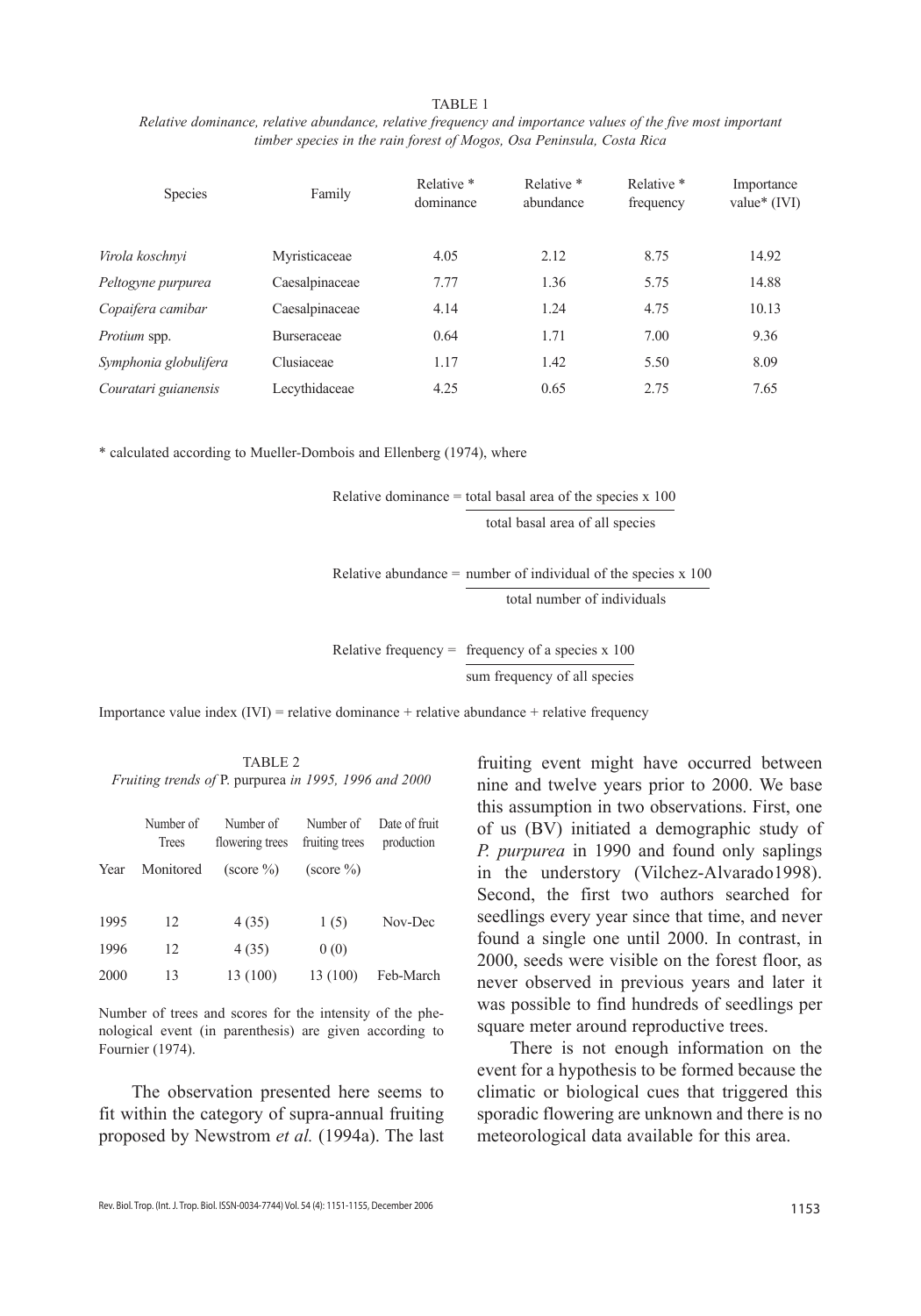TABLE 1

*Relative dominance, relative abundance, relative frequency and importance values of the five most important timber species in the rain forest of Mogos, Osa Peninsula, Costa Rica*

| Species | Family | Relative * dominance | Relative * abundance | Relative * frequency | Importance value* (IVI) |
|---|---|---|---|---|---|
| *Virola koschnyi* | Myristicaceae | 4.05 | 2.12 | 8.75 | 14.92 |
| *Peltogyne purpurea* | Caesalpinaceae | 7.77 | 1.36 | 5.75 | 14.88 |
| *Copaifera camibar* | Caesalpinaceae | 4.14 | 1.24 | 4.75 | 10.13 |
| *Protium* spp. | Burseraceae | 0.64 | 1.71 | 7.00 | 9.36 |
| *Symphonia globulifera* | Clusiaceae | 1.17 | 1.42 | 5.50 | 8.09 |
| *Couratari guianensis* | Lecythidaceae | 4.25 | 0.65 | 2.75 | 7.65 |

* calculated according to Mueller-Dombois and Ellenberg (1974), where

$$\text{Relative dominance} = \frac{\text{total basal area of the species} \times 100}{\text{total basal area of all species}}$$

$$\text{Relative abundance} = \frac{\text{number of individual of the species} \times 100}{\text{total number of individuals}}$$

$$\text{Relative frequency} = \frac{\text{frequency of a species} \times 100}{\text{sum frequency of all species}}$$

Importance value index (IVI) = relative dominance + relative abundance + relative frequency

TABLE 2

*Fruiting trends of* P. purpurea *in 1995, 1996 and 2000*

| Year | Number of Trees Monitored | Number of flowering trees (score %) | Number of fruiting trees (score %) | Date of fruit production |
|---|---|---|---|---|
| 1995 | 12 | 4 (35) | 1 (5) | Nov-Dec |
| 1996 | 12 | 4 (35) | 0 (0) | |
| 2000 | 13 | 13 (100) | 13 (100) | Feb-March |

Number of trees and scores for the intensity of the phenological event (in parenthesis) are given according to Fournier (1974).

The observation presented here seems to fit within the category of supra-annual fruiting proposed by Newstrom *et al.* (1994a). The last fruiting event might have occurred between nine and twelve years prior to 2000. We base this assumption in two observations. First, one of us (BV) initiated a demographic study of *P. purpurea* in 1990 and found only saplings in the understory (Vilchez-Alvarado1998). Second, the first two authors searched for seedlings every year since that time, and never found a single one until 2000. In contrast, in 2000, seeds were visible on the forest floor, as never observed in previous years and later it was possible to find hundreds of seedlings per square meter around reproductive trees.

There is not enough information on the event for a hypothesis to be formed because the climatic or biological cues that triggered this sporadic flowering are unknown and there is no meteorological data available for this area.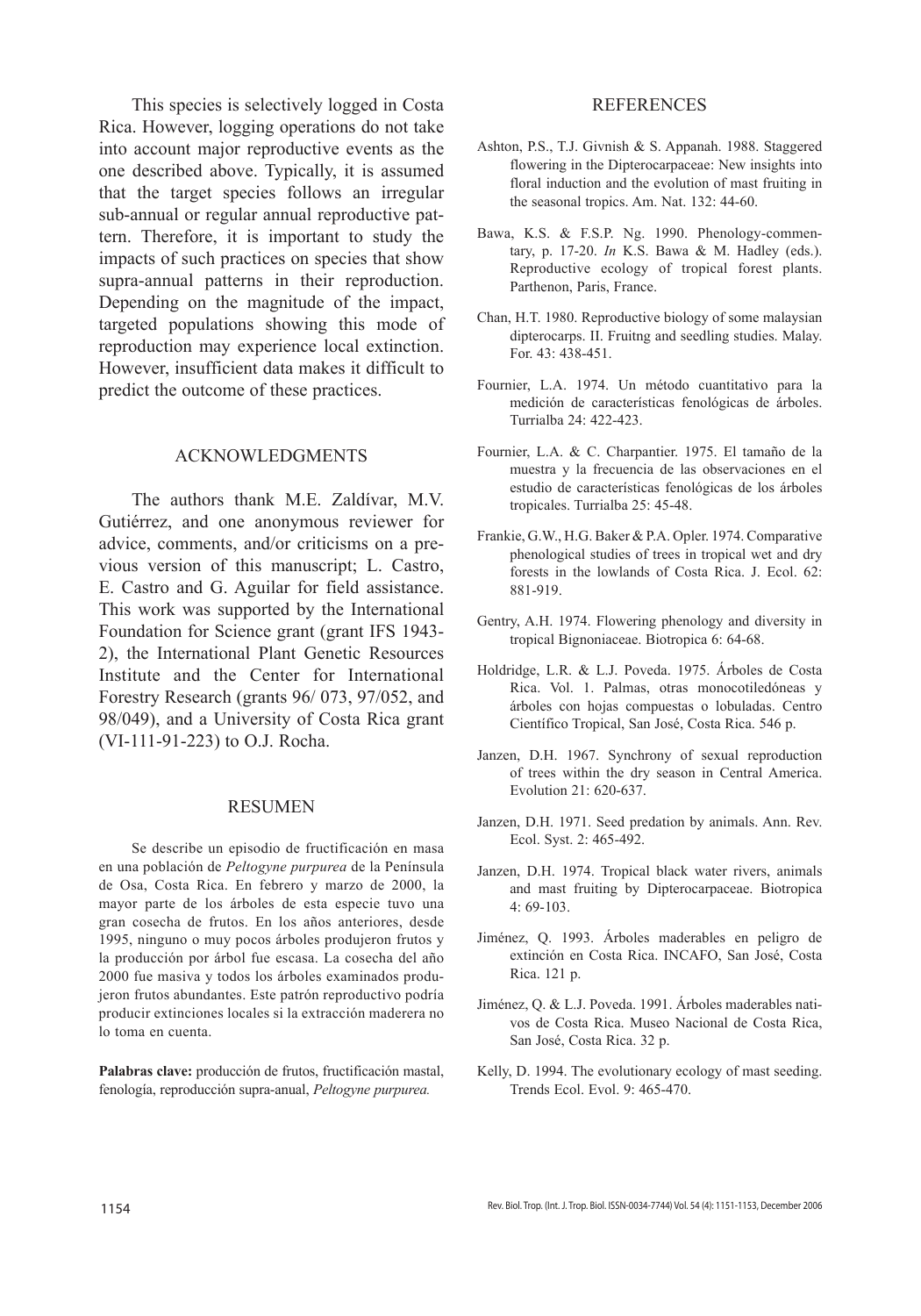This species is selectively logged in Costa Rica. However, logging operations do not take into account major reproductive events as the one described above. Typically, it is assumed that the target species follows an irregular sub-annual or regular annual reproductive pattern. Therefore, it is important to study the impacts of such practices on species that show supra-annual patterns in their reproduction. Depending on the magnitude of the impact, targeted populations showing this mode of reproduction may experience local extinction. However, insufficient data makes it difficult to predict the outcome of these practices.

## ACKNOWLEDGMENTS

The authors thank M.E. Zaldívar, M.V. Gutiérrez, and one anonymous reviewer for advice, comments, and/or criticisms on a previous version of this manuscript; L. Castro, E. Castro and G. Aguilar for field assistance. This work was supported by the International Foundation for Science grant (grant IFS 1943-2), the International Plant Genetic Resources Institute and the Center for International Forestry Research (grants 96/ 073, 97/052, and 98/049), and a University of Costa Rica grant (VI-111-91-223) to O.J. Rocha.

## RESUMEN

Se describe un episodio de fructificación en masa en una población de *Peltogyne purpurea* de la Península de Osa, Costa Rica. En febrero y marzo de 2000, la mayor parte de los árboles de esta especie tuvo una gran cosecha de frutos. En los años anteriores, desde 1995, ninguno o muy pocos árboles produjeron frutos y la producción por árbol fue escasa. La cosecha del año 2000 fue masiva y todos los árboles examinados produjeron frutos abundantes. Este patrón reproductivo podría producir extinciones locales si la extracción maderera no lo toma en cuenta.

**Palabras clave:** producción de frutos, fructificación mastal, fenología, reproducción supra-anual, *Peltogyne purpurea.*

## REFERENCES

Ashton, P.S., T.J. Givnish & S. Appanah. 1988. Staggered flowering in the Dipterocarpaceae: New insights into floral induction and the evolution of mast fruiting in the seasonal tropics. Am. Nat. 132: 44-60.

Bawa, K.S. & F.S.P. Ng. 1990. Phenology-commentary, p. 17-20. *In* K.S. Bawa & M. Hadley (eds.). Reproductive ecology of tropical forest plants. Parthenon, Paris, France.

Chan, H.T. 1980. Reproductive biology of some malaysian dipterocarps. II. Fruitng and seedling studies. Malay. For. 43: 438-451.

Fournier, L.A. 1974. Un método cuantitativo para la medición de características fenológicas de árboles. Turrialba 24: 422-423.

Fournier, L.A. & C. Charpantier. 1975. El tamaño de la muestra y la frecuencia de las observaciones en el estudio de características fenológicas de los árboles tropicales. Turrialba 25: 45-48.

Frankie, G.W., H.G. Baker & P.A. Opler. 1974. Comparative phenological studies of trees in tropical wet and dry forests in the lowlands of Costa Rica. J. Ecol. 62: 881-919.

Gentry, A.H. 1974. Flowering phenology and diversity in tropical Bignoniaceae. Biotropica 6: 64-68.

Holdridge, L.R. & L.J. Poveda. 1975. Árboles de Costa Rica. Vol. 1. Palmas, otras monocotiledóneas y árboles con hojas compuestas o lobuladas. Centro Científico Tropical, San José, Costa Rica. 546 p.

Janzen, D.H. 1967. Synchrony of sexual reproduction of trees within the dry season in Central America. Evolution 21: 620-637.

Janzen, D.H. 1971. Seed predation by animals. Ann. Rev. Ecol. Syst. 2: 465-492.

Janzen, D.H. 1974. Tropical black water rivers, animals and mast fruiting by Dipterocarpaceae. Biotropica 4: 69-103.

Jiménez, Q. 1993. Árboles maderables en peligro de extinción en Costa Rica. INCAFO, San José, Costa Rica. 121 p.

Jiménez, Q. & L.J. Poveda. 1991. Árboles maderables nativos de Costa Rica. Museo Nacional de Costa Rica, San José, Costa Rica. 32 p.

Kelly, D. 1994. The evolutionary ecology of mast seeding. Trends Ecol. Evol. 9: 465-470.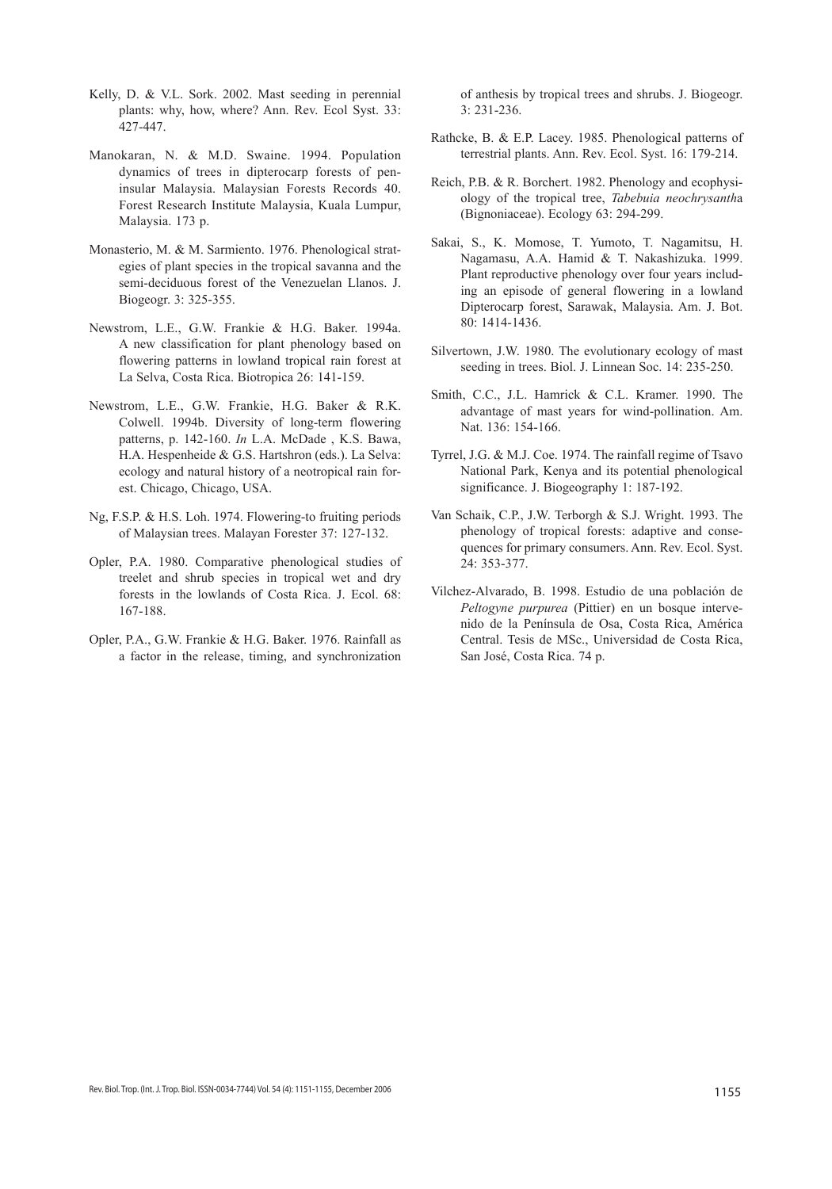Kelly, D. & V.L. Sork. 2002. Mast seeding in perennial plants: why, how, where? Ann. Rev. Ecol Syst. 33: 427-447.

Manokaran, N. & M.D. Swaine. 1994. Population dynamics of trees in dipterocarp forests of peninsular Malaysia. Malaysian Forests Records 40. Forest Research Institute Malaysia, Kuala Lumpur, Malaysia. 173 p.

Monasterio, M. & M. Sarmiento. 1976. Phenological strategies of plant species in the tropical savanna and the semi-deciduous forest of the Venezuelan Llanos. J. Biogeogr. 3: 325-355.

Newstrom, L.E., G.W. Frankie & H.G. Baker. 1994a. A new classification for plant phenology based on flowering patterns in lowland tropical rain forest at La Selva, Costa Rica. Biotropica 26: 141-159.

Newstrom, L.E., G.W. Frankie, H.G. Baker & R.K. Colwell. 1994b. Diversity of long-term flowering patterns, p. 142-160. *In* L.A. McDade , K.S. Bawa, H.A. Hespenheide & G.S. Hartshron (eds.). La Selva: ecology and natural history of a neotropical rain forest. Chicago, Chicago, USA.

Ng, F.S.P. & H.S. Loh. 1974. Flowering-to fruiting periods of Malaysian trees. Malayan Forester 37: 127-132.

Opler, P.A. 1980. Comparative phenological studies of treelet and shrub species in tropical wet and dry forests in the lowlands of Costa Rica. J. Ecol. 68: 167-188.

Opler, P.A., G.W. Frankie & H.G. Baker. 1976. Rainfall as a factor in the release, timing, and synchronization of anthesis by tropical trees and shrubs. J. Biogeogr. 3: 231-236.

Rathcke, B. & E.P. Lacey. 1985. Phenological patterns of terrestrial plants. Ann. Rev. Ecol. Syst. 16: 179-214.

Reich, P.B. & R. Borchert. 1982. Phenology and ecophysiology of the tropical tree, *Tabebuia neochrysanth*a (Bignoniaceae). Ecology 63: 294-299.

Sakai, S., K. Momose, T. Yumoto, T. Nagamitsu, H. Nagamasu, A.A. Hamid & T. Nakashizuka. 1999. Plant reproductive phenology over four years including an episode of general flowering in a lowland Dipterocarp forest, Sarawak, Malaysia. Am. J. Bot. 80: 1414-1436.

Silvertown, J.W. 1980. The evolutionary ecology of mast seeding in trees. Biol. J. Linnean Soc. 14: 235-250.

Smith, C.C., J.L. Hamrick & C.L. Kramer. 1990. The advantage of mast years for wind-pollination. Am. Nat. 136: 154-166.

Tyrrel, J.G. & M.J. Coe. 1974. The rainfall regime of Tsavo National Park, Kenya and its potential phenological significance. J. Biogeography 1: 187-192.

Van Schaik, C.P., J.W. Terborgh & S.J. Wright. 1993. The phenology of tropical forests: adaptive and consequences for primary consumers. Ann. Rev. Ecol. Syst. 24: 353-377.

Vilchez-Alvarado, B. 1998. Estudio de una población de *Peltogyne purpurea* (Pittier) en un bosque intervenido de la Península de Osa, Costa Rica, América Central. Tesis de MSc., Universidad de Costa Rica, San José, Costa Rica. 74 p.